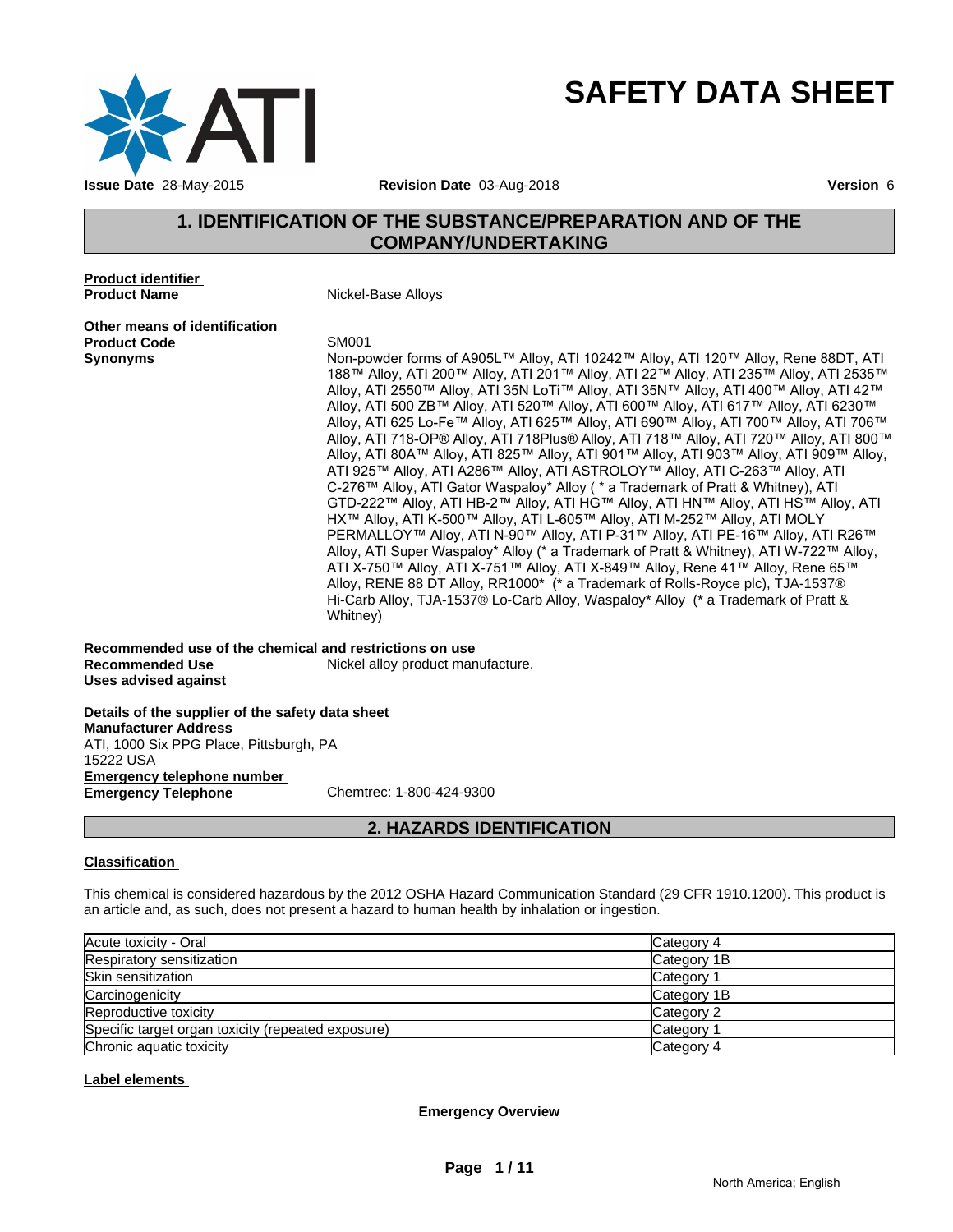# SAFETY DATA SHEET

**Issue Date** 28-May-2015 **Revision Date** 03-Aug-2018 **Version** 6

## 1. IDENTIFICATION OF THE SUBSTANCE/PREPARATION AND OF THE COMPANY/UNDERTAKING

**Product identifier**

**Product Name** Nickel-Base Alloys

**Other means of identification**

**Product Code** SM001

**Synonyms** Non-powder forms of A905L™ Alloy, ATI 10242™ Alloy, ATI 120™ Alloy, Rene 88DT, ATI 188™ Alloy, ATI 200™ Alloy, ATI 201™ Alloy, ATI 22™ Alloy, ATI 235™ Alloy, ATI 2535™ Alloy, ATI 2550™ Alloy, ATI 35N LoTi™ Alloy, ATI 35N™ Alloy, ATI 400™ Alloy, ATI 42™ Alloy, ATI 500 ZB™ Alloy, ATI 520™ Alloy, ATI 600™ Alloy, ATI 617™ Alloy, ATI 6230™ Alloy, ATI 625 Lo-Fe™ Alloy, ATI 625™ Alloy, ATI 690™ Alloy, ATI 700™ Alloy, ATI 706™ Alloy, ATI 718-OP® Alloy, ATI 718Plus® Alloy, ATI 718™ Alloy, ATI 720™ Alloy, ATI 800™ Alloy, ATI 80A™ Alloy, ATI 825™ Alloy, ATI 901™ Alloy, ATI 903™ Alloy, ATI 909™ Alloy, ATI 925™ Alloy, ATI A286™ Alloy, ATI ASTROLOY™ Alloy, ATI C-263™ Alloy, ATI C-276™ Alloy, ATI Gator Waspaloy* Alloy ( * a Trademark of Pratt & Whitney), ATI GTD-222™ Alloy, ATI HB-2™ Alloy, ATI HG™ Alloy, ATI HN™ Alloy, ATI HS™ Alloy, ATI HX™ Alloy, ATI K-500™ Alloy, ATI L-605™ Alloy, ATI M-252™ Alloy, ATI MOLY PERMALLOY™ Alloy, ATI N-90™ Alloy, ATI P-31™ Alloy, ATI PE-16™ Alloy, ATI R26™ Alloy, ATI Super Waspaloy* Alloy (* a Trademark of Pratt & Whitney), ATI W-722™ Alloy, ATI X-750™ Alloy, ATI X-751™ Alloy, ATI X-849™ Alloy, Rene 41™ Alloy, Rene 65™ Alloy, RENE 88 DT Alloy, RR1000* (* a Trademark of Rolls-Royce plc), TJA-1537® Hi-Carb Alloy, TJA-1537® Lo-Carb Alloy, Waspaloy* Alloy (* a Trademark of Pratt & Whitney)

**Recommended use of the chemical and restrictions on use**

**Recommended Use** Nickel alloy product manufacture.

**Uses advised against**

**Details of the supplier of the safety data sheet**

**Manufacturer Address**
ATI, 1000 Six PPG Place, Pittsburgh, PA
15222 USA

**Emergency telephone number**

**Emergency Telephone** Chemtrec: 1-800-424-9300

## 2. HAZARDS IDENTIFICATION

**Classification**

This chemical is considered hazardous by the 2012 OSHA Hazard Communication Standard (29 CFR 1910.1200). This product is an article and, as such, does not present a hazard to human health by inhalation or ingestion.

| Hazard | Category |
|---|---|
| Acute toxicity - Oral | Category 4 |
| Respiratory sensitization | Category 1B |
| Skin sensitization | Category 1 |
| Carcinogenicity | Category 1B |
| Reproductive toxicity | Category 2 |
| Specific target organ toxicity (repeated exposure) | Category 1 |
| Chronic aquatic toxicity | Category 4 |

**Label elements**

**Emergency Overview**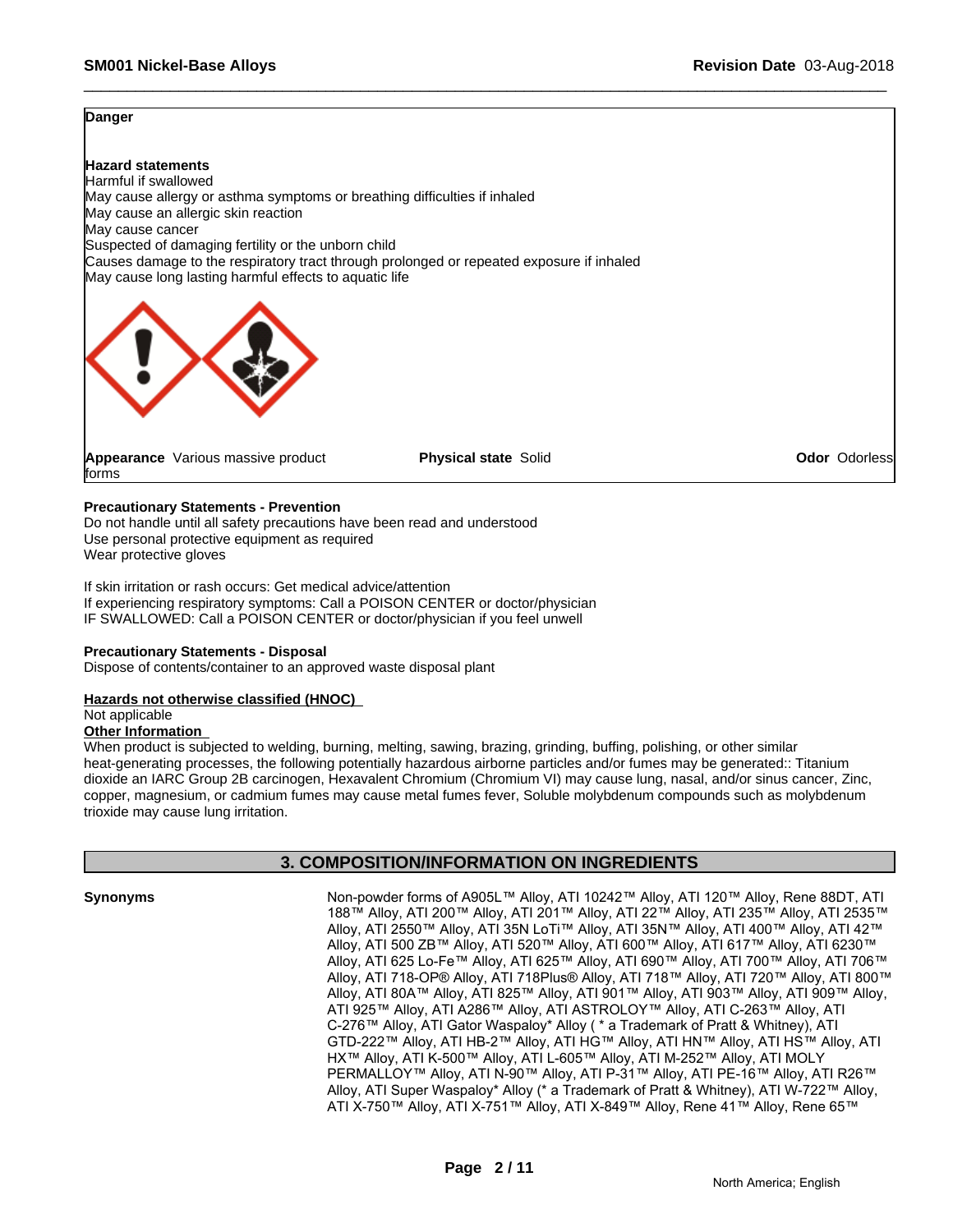**Danger**

**Hazard statements**
Harmful if swallowed
May cause allergy or asthma symptoms or breathing difficulties if inhaled
May cause an allergic skin reaction
May cause cancer
Suspected of damaging fertility or the unborn child
Causes damage to the respiratory tract through prolonged or repeated exposure if inhaled
May cause long lasting harmful effects to aquatic life

**Appearance** Various massive product forms | **Physical state** Solid | **Odor** Odorless

**Precautionary Statements - Prevention**
Do not handle until all safety precautions have been read and understood
Use personal protective equipment as required
Wear protective gloves

If skin irritation or rash occurs: Get medical advice/attention
If experiencing respiratory symptoms: Call a POISON CENTER or doctor/physician
IF SWALLOWED: Call a POISON CENTER or doctor/physician if you feel unwell

**Precautionary Statements - Disposal**
Dispose of contents/container to an approved waste disposal plant

**Hazards not otherwise classified (HNOC)**
Not applicable
**Other Information**
When product is subjected to welding, burning, melting, sawing, brazing, grinding, buffing, polishing, or other similar heat-generating processes, the following potentially hazardous airborne particles and/or fumes may be generated:: Titanium dioxide an IARC Group 2B carcinogen, Hexavalent Chromium (Chromium VI) may cause lung, nasal, and/or sinus cancer, Zinc, copper, magnesium, or cadmium fumes may cause metal fumes fever, Soluble molybdenum compounds such as molybdenum trioxide may cause lung irritation.

## 3. COMPOSITION/INFORMATION ON INGREDIENTS

**Synonyms** Non-powder forms of A905L™ Alloy, ATI 10242™ Alloy, ATI 120™ Alloy, Rene 88DT, ATI 188™ Alloy, ATI 200™ Alloy, ATI 201™ Alloy, ATI 22™ Alloy, ATI 235™ Alloy, ATI 2535™ Alloy, ATI 2550™ Alloy, ATI 35N LoTi™ Alloy, ATI 35N™ Alloy, ATI 400™ Alloy, ATI 42™ Alloy, ATI 500 ZB™ Alloy, ATI 520™ Alloy, ATI 600™ Alloy, ATI 617™ Alloy, ATI 6230™ Alloy, ATI 625 Lo-Fe™ Alloy, ATI 625™ Alloy, ATI 690™ Alloy, ATI 700™ Alloy, ATI 706™ Alloy, ATI 718-OP® Alloy, ATI 718Plus® Alloy, ATI 718™ Alloy, ATI 720™ Alloy, ATI 800™ Alloy, ATI 80A™ Alloy, ATI 825™ Alloy, ATI 901™ Alloy, ATI 903™ Alloy, ATI 909™ Alloy, ATI 925™ Alloy, ATI A286™ Alloy, ATI ASTROLOY™ Alloy, ATI C-263™ Alloy, ATI C-276™ Alloy, ATI Gator Waspaloy* Alloy ( * a Trademark of Pratt & Whitney), ATI GTD-222™ Alloy, ATI HB-2™ Alloy, ATI HG™ Alloy, ATI HN™ Alloy, ATI HS™ Alloy, ATI HX™ Alloy, ATI K-500™ Alloy, ATI L-605™ Alloy, ATI M-252™ Alloy, ATI MOLY PERMALLOY™ Alloy, ATI N-90™ Alloy, ATI P-31™ Alloy, ATI PE-16™ Alloy, ATI R26™ Alloy, ATI Super Waspaloy* Alloy (* a Trademark of Pratt & Whitney), ATI W-722™ Alloy, ATI X-750™ Alloy, ATI X-751™ Alloy, ATI X-849™ Alloy, Rene 41™ Alloy, Rene 65™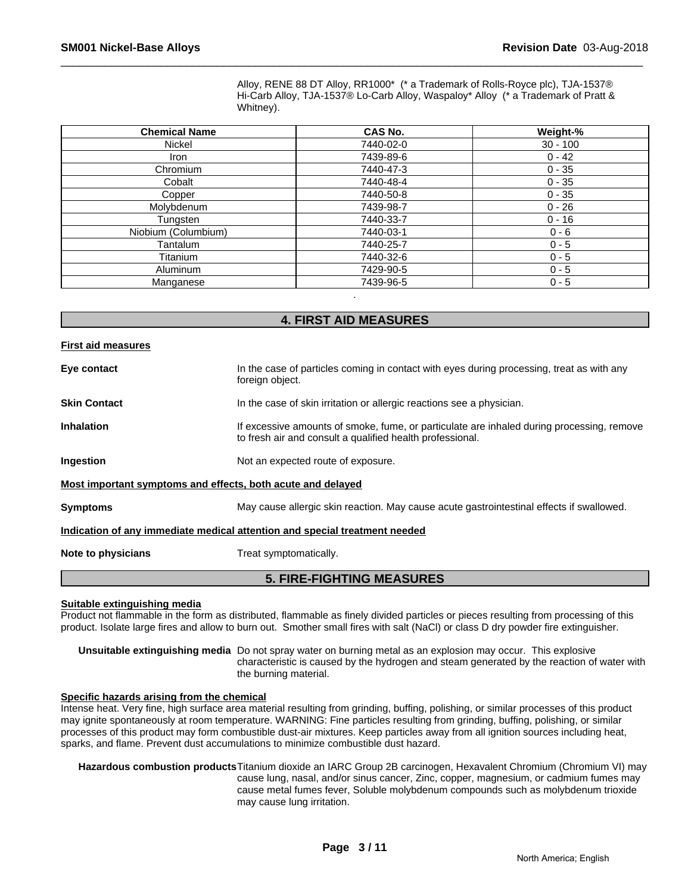Alloy, RENE 88 DT Alloy, RR1000* (* a Trademark of Rolls-Royce plc), TJA-1537® Hi-Carb Alloy, TJA-1537® Lo-Carb Alloy, Waspaloy* Alloy (* a Trademark of Pratt & Whitney).

| Chemical Name | CAS No. | Weight-% |
|---|---|---|
| Nickel | 7440-02-0 | 30 - 100 |
| Iron | 7439-89-6 | 0 - 42 |
| Chromium | 7440-47-3 | 0 - 35 |
| Cobalt | 7440-48-4 | 0 - 35 |
| Copper | 7440-50-8 | 0 - 35 |
| Molybdenum | 7439-98-7 | 0 - 26 |
| Tungsten | 7440-33-7 | 0 - 16 |
| Niobium (Columbium) | 7440-03-1 | 0 - 6 |
| Tantalum | 7440-25-7 | 0 - 5 |
| Titanium | 7440-32-6 | 0 - 5 |
| Aluminum | 7429-90-5 | 0 - 5 |
| Manganese | 7439-96-5 | 0 - 5 |

.

## 4. FIRST AID MEASURES

**First aid measures**

**Eye contact** In the case of particles coming in contact with eyes during processing, treat as with any foreign object.

**Skin Contact** In the case of skin irritation or allergic reactions see a physician.

**Inhalation** If excessive amounts of smoke, fume, or particulate are inhaled during processing, remove to fresh air and consult a qualified health professional.

**Ingestion** Not an expected route of exposure.

**Most important symptoms and effects, both acute and delayed**

**Symptoms** May cause allergic skin reaction. May cause acute gastrointestinal effects if swallowed.

**Indication of any immediate medical attention and special treatment needed**

**Note to physicians** Treat symptomatically.

## 5. FIRE-FIGHTING MEASURES

**Suitable extinguishing media**

Product not flammable in the form as distributed, flammable as finely divided particles or pieces resulting from processing of this product. Isolate large fires and allow to burn out. Smother small fires with salt (NaCl) or class D dry powder fire extinguisher.

**Unsuitable extinguishing media** Do not spray water on burning metal as an explosion may occur. This explosive characteristic is caused by the hydrogen and steam generated by the reaction of water with the burning material.

**Specific hazards arising from the chemical**

Intense heat. Very fine, high surface area material resulting from grinding, buffing, polishing, or similar processes of this product may ignite spontaneously at room temperature. WARNING: Fine particles resulting from grinding, buffing, polishing, or similar processes of this product may form combustible dust-air mixtures. Keep particles away from all ignition sources including heat, sparks, and flame. Prevent dust accumulations to minimize combustible dust hazard.

**Hazardous combustion products** Titanium dioxide an IARC Group 2B carcinogen, Hexavalent Chromium (Chromium VI) may cause lung, nasal, and/or sinus cancer, Zinc, copper, magnesium, or cadmium fumes may cause metal fumes fever, Soluble molybdenum compounds such as molybdenum trioxide may cause lung irritation.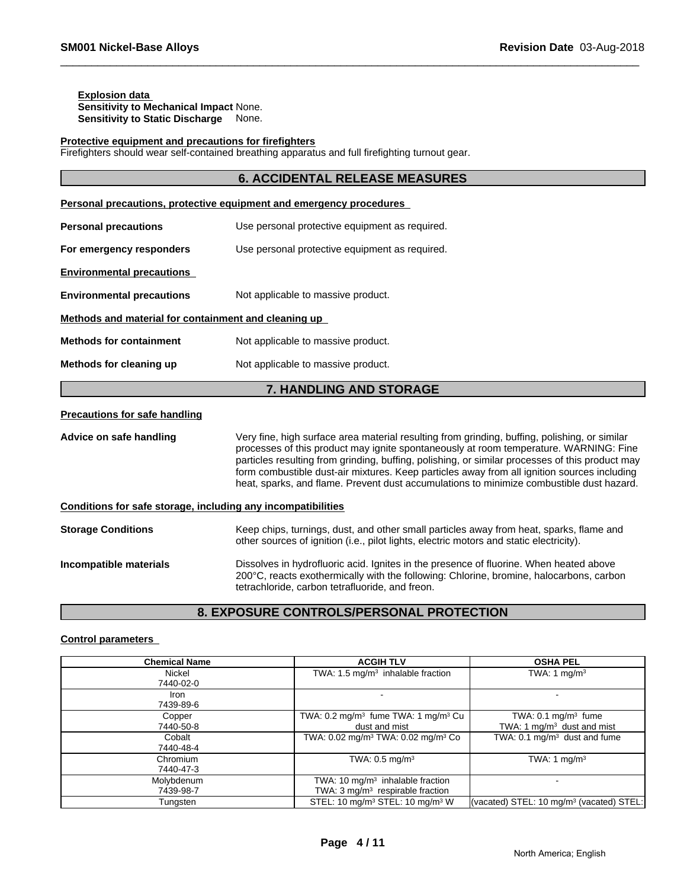**Explosion data**
**Sensitivity to Mechanical Impact** None.
**Sensitivity to Static Discharge** None.

**Protective equipment and precautions for firefighters**
Firefighters should wear self-contained breathing apparatus and full firefighting turnout gear.

## 6. ACCIDENTAL RELEASE MEASURES

**Personal precautions, protective equipment and emergency procedures**

**Personal precautions** Use personal protective equipment as required.

**For emergency responders** Use personal protective equipment as required.

**Environmental precautions**

**Environmental precautions** Not applicable to massive product.

**Methods and material for containment and cleaning up**

**Methods for containment** Not applicable to massive product.

**Methods for cleaning up** Not applicable to massive product.

## 7. HANDLING AND STORAGE

**Precautions for safe handling**

**Advice on safe handling** Very fine, high surface area material resulting from grinding, buffing, polishing, or similar processes of this product may ignite spontaneously at room temperature. WARNING: Fine particles resulting from grinding, buffing, polishing, or similar processes of this product may form combustible dust-air mixtures. Keep particles away from all ignition sources including heat, sparks, and flame. Prevent dust accumulations to minimize combustible dust hazard.

**Conditions for safe storage, including any incompatibilities**

**Storage Conditions** Keep chips, turnings, dust, and other small particles away from heat, sparks, flame and other sources of ignition (i.e., pilot lights, electric motors and static electricity).

**Incompatible materials** Dissolves in hydrofluoric acid. Ignites in the presence of fluorine. When heated above 200°C, reacts exothermically with the following: Chlorine, bromine, halocarbons, carbon tetrachloride, carbon tetrafluoride, and freon.

## 8. EXPOSURE CONTROLS/PERSONAL PROTECTION

**Control parameters**

| Chemical Name | ACGIH TLV | OSHA PEL |
|---|---|---|
| Nickel<br>7440-02-0 | TWA: 1.5 mg/m³ inhalable fraction | TWA: 1 mg/m³ |
| Iron<br>7439-89-6 | - | - |
| Copper<br>7440-50-8 | TWA: 0.2 mg/m³ fume TWA: 1 mg/m³ Cu dust and mist | TWA: 0.1 mg/m³ fume<br>TWA: 1 mg/m³ dust and mist |
| Cobalt<br>7440-48-4 | TWA: 0.02 mg/m³ TWA: 0.02 mg/m³ Co | TWA: 0.1 mg/m³ dust and fume |
| Chromium<br>7440-47-3 | TWA: 0.5 mg/m³ | TWA: 1 mg/m³ |
| Molybdenum<br>7439-98-7 | TWA: 10 mg/m³ inhalable fraction<br>TWA: 3 mg/m³ respirable fraction | - |
| Tungsten | STEL: 10 mg/m³ STEL: 10 mg/m³ W | (vacated) STEL: 10 mg/m³ (vacated) STEL: |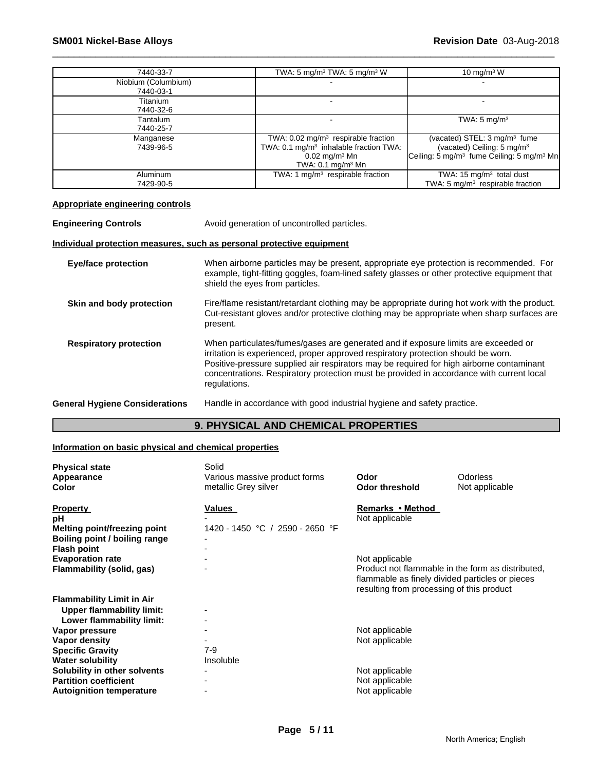| | | |
|---|---|---|
| 7440-33-7 | TWA: 5 mg/m³ TWA: 5 mg/m³ W | 10 mg/m³ W |
| Niobium (Columbium) 7440-03-1 | - | - |
| Titanium 7440-32-6 | - | - |
| Tantalum 7440-25-7 | - | TWA: 5 mg/m³ |
| Manganese 7439-96-5 | TWA: 0.02 mg/m³ respirable fraction TWA: 0.1 mg/m³ inhalable fraction TWA: 0.02 mg/m³ Mn TWA: 0.1 mg/m³ Mn | (vacated) STEL: 3 mg/m³ fume (vacated) Ceiling: 5 mg/m³ Ceiling: 5 mg/m³ fume Ceiling: 5 mg/m³ Mn |
| Aluminum 7429-90-5 | TWA: 1 mg/m³ respirable fraction | TWA: 15 mg/m³ total dust TWA: 5 mg/m³ respirable fraction |

**Appropriate engineering controls**

**Engineering Controls** Avoid generation of uncontrolled particles.

**Individual protection measures, such as personal protective equipment**

**Eye/face protection** When airborne particles may be present, appropriate eye protection is recommended. For example, tight-fitting goggles, foam-lined safety glasses or other protective equipment that shield the eyes from particles.

**Skin and body protection** Fire/flame resistant/retardant clothing may be appropriate during hot work with the product. Cut-resistant gloves and/or protective clothing may be appropriate when sharp surfaces are present.

**Respiratory protection** When particulates/fumes/gases are generated and if exposure limits are exceeded or irritation is experienced, proper approved respiratory protection should be worn. Positive-pressure supplied air respirators may be required for high airborne contaminant concentrations. Respiratory protection must be provided in accordance with current local regulations.

**General Hygiene Considerations** Handle in accordance with good industrial hygiene and safety practice.

## 9. PHYSICAL AND CHEMICAL PROPERTIES

**Information on basic physical and chemical properties**

**Physical state** Solid
**Appearance** Various massive product forms **Odor** Odorless
**Color** metallic Grey silver **Odor threshold** Not applicable

| Property | Values | Remarks • Method |
|---|---|---|
| **pH** | - | Not applicable |
| **Melting point/freezing point** | 1420 - 1450 °C / 2590 - 2650 °F | |
| **Boiling point / boiling range** | - | |
| **Flash point** | - | |
| **Evaporation rate** | - | Not applicable |
| **Flammability (solid, gas)** | - | Product not flammable in the form as distributed, flammable as finely divided particles or pieces resulting from processing of this product |
| **Flammability Limit in Air** | | |
| **Upper flammability limit:** | - | |
| **Lower flammability limit:** | - | |
| **Vapor pressure** | - | Not applicable |
| **Vapor density** | - | Not applicable |
| **Specific Gravity** | 7-9 | |
| **Water solubility** | Insoluble | |
| **Solubility in other solvents** | - | Not applicable |
| **Partition coefficient** | - | Not applicable |
| **Autoignition temperature** | - | Not applicable |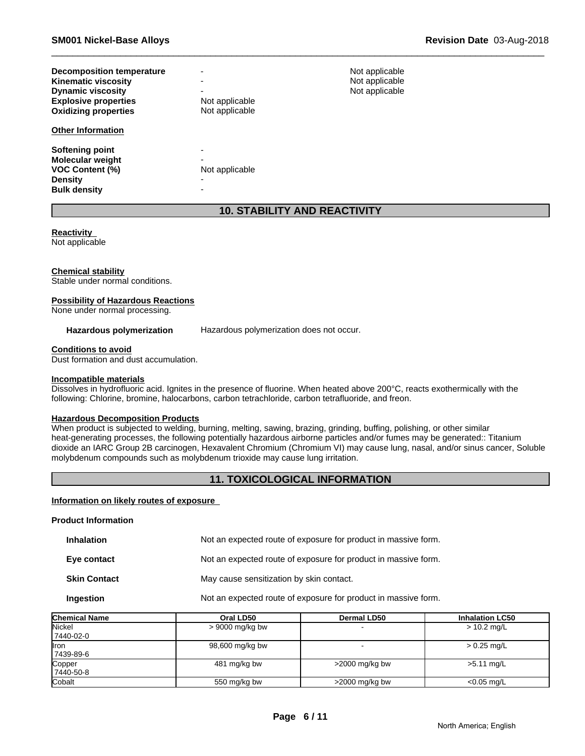| | | |
|---|---|---|
| **Decomposition temperature** | - | Not applicable |
| **Kinematic viscosity** | - | Not applicable |
| **Dynamic viscosity** | - | Not applicable |
| **Explosive properties** | Not applicable | |
| **Oxidizing properties** | Not applicable | |

**Other Information**

| | |
|---|---|
| **Softening point** | - |
| **Molecular weight** | - |
| **VOC Content (%)** | Not applicable |
| **Density** | - |
| **Bulk density** | - |

## 10. STABILITY AND REACTIVITY

**Reactivity**
Not applicable

**Chemical stability**
Stable under normal conditions.

**Possibility of Hazardous Reactions**
None under normal processing.

**Hazardous polymerization** Hazardous polymerization does not occur.

**Conditions to avoid**
Dust formation and dust accumulation.

**Incompatible materials**
Dissolves in hydrofluoric acid. Ignites in the presence of fluorine. When heated above 200°C, reacts exothermically with the following: Chlorine, bromine, halocarbons, carbon tetrachloride, carbon tetrafluoride, and freon.

**Hazardous Decomposition Products**
When product is subjected to welding, burning, melting, sawing, brazing, grinding, buffing, polishing, or other similar heat-generating processes, the following potentially hazardous airborne particles and/or fumes may be generated:: Titanium dioxide an IARC Group 2B carcinogen, Hexavalent Chromium (Chromium VI) may cause lung, nasal, and/or sinus cancer, Soluble molybdenum compounds such as molybdenum trioxide may cause lung irritation.

## 11. TOXICOLOGICAL INFORMATION

**Information on likely routes of exposure**

**Product Information**

| | |
|---|---|
| **Inhalation** | Not an expected route of exposure for product in massive form. |
| **Eye contact** | Not an expected route of exposure for product in massive form. |
| **Skin Contact** | May cause sensitization by skin contact. |
| **Ingestion** | Not an expected route of exposure for product in massive form. |

| Chemical Name | Oral LD50 | Dermal LD50 | Inhalation LC50 |
|---|---|---|---|
| Nickel<br>7440-02-0 | > 9000 mg/kg bw | - | > 10.2 mg/L |
| Iron<br>7439-89-6 | 98,600 mg/kg bw | - | > 0.25 mg/L |
| Copper<br>7440-50-8 | 481 mg/kg bw | >2000 mg/kg bw | >5.11 mg/L |
| Cobalt | 550 mg/kg bw | >2000 mg/kg bw | <0.05 mg/L |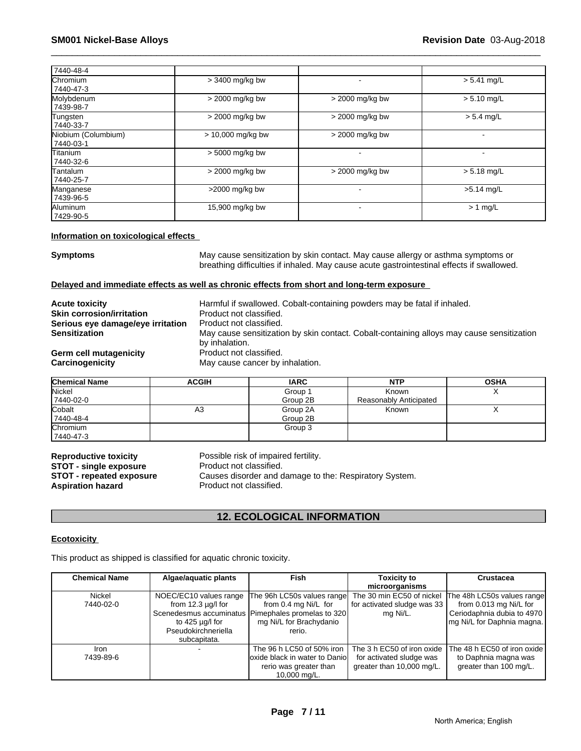| | | | |
|---|---|---|---|
| 7440-48-4 | | | |
| Chromium<br>7440-47-3 | > 3400 mg/kg bw | - | > 5.41 mg/L |
| Molybdenum<br>7439-98-7 | > 2000 mg/kg bw | > 2000 mg/kg bw | > 5.10 mg/L |
| Tungsten<br>7440-33-7 | > 2000 mg/kg bw | > 2000 mg/kg bw | > 5.4 mg/L |
| Niobium (Columbium)<br>7440-03-1 | > 10,000 mg/kg bw | > 2000 mg/kg bw | - |
| Titanium<br>7440-32-6 | > 5000 mg/kg bw | - | - |
| Tantalum<br>7440-25-7 | > 2000 mg/kg bw | > 2000 mg/kg bw | > 5.18 mg/L |
| Manganese<br>7439-96-5 | >2000 mg/kg bw | - | >5.14 mg/L |
| Aluminum<br>7429-90-5 | 15,900 mg/kg bw | - | > 1 mg/L |

**Information on toxicological effects**

**Symptoms** May cause sensitization by skin contact. May cause allergy or asthma symptoms or breathing difficulties if inhaled. May cause acute gastrointestinal effects if swallowed.

**Delayed and immediate effects as well as chronic effects from short and long-term exposure**

**Acute toxicity** Harmful if swallowed. Cobalt-containing powders may be fatal if inhaled.
**Skin corrosion/irritation** Product not classified.
**Serious eye damage/eye irritation** Product not classified.
**Sensitization** May cause sensitization by skin contact. Cobalt-containing alloys may cause sensitization by inhalation.
**Germ cell mutagenicity** Product not classified.
**Carcinogenicity** May cause cancer by inhalation.

| Chemical Name | ACGIH | IARC | NTP | OSHA |
|---|---|---|---|---|
| Nickel<br>7440-02-0 | | Group 1<br>Group 2B | Known<br>Reasonably Anticipated | X |
| Cobalt<br>7440-48-4 | A3 | Group 2A<br>Group 2B | Known | X |
| Chromium<br>7440-47-3 | | Group 3 | | |

**Reproductive toxicity** Possible risk of impaired fertility.
**STOT - single exposure** Product not classified.
**STOT - repeated exposure** Causes disorder and damage to the: Respiratory System.
**Aspiration hazard** Product not classified.

## 12. ECOLOGICAL INFORMATION

**Ecotoxicity**

This product as shipped is classified for aquatic chronic toxicity.

| Chemical Name | Algae/aquatic plants | Fish | Toxicity to microorganisms | Crustacea |
|---|---|---|---|---|
| Nickel<br>7440-02-0 | NOEC/EC10 values range from 12.3 µg/l for Scenedesmus accuminatus to 425 µg/l for Pseudokirchneriella subcapitata. | The 96h LC50s values range from 0.4 mg Ni/L for Pimephales promelas to 320 mg Ni/L for Brachydanio rerio. | The 30 min EC50 of nickel for activated sludge was 33 mg Ni/L. | The 48h LC50s values range from 0.013 mg Ni/L for Ceriodaphnia dubia to 4970 mg Ni/L for Daphnia magna. |
| Iron<br>7439-89-6 | - | The 96 h LC50 of 50% iron oxide black in water to Danio rerio was greater than 10,000 mg/L. | The 3 h EC50 of iron oxide for activated sludge was greater than 10,000 mg/L. | The 48 h EC50 of iron oxide to Daphnia magna was greater than 100 mg/L. |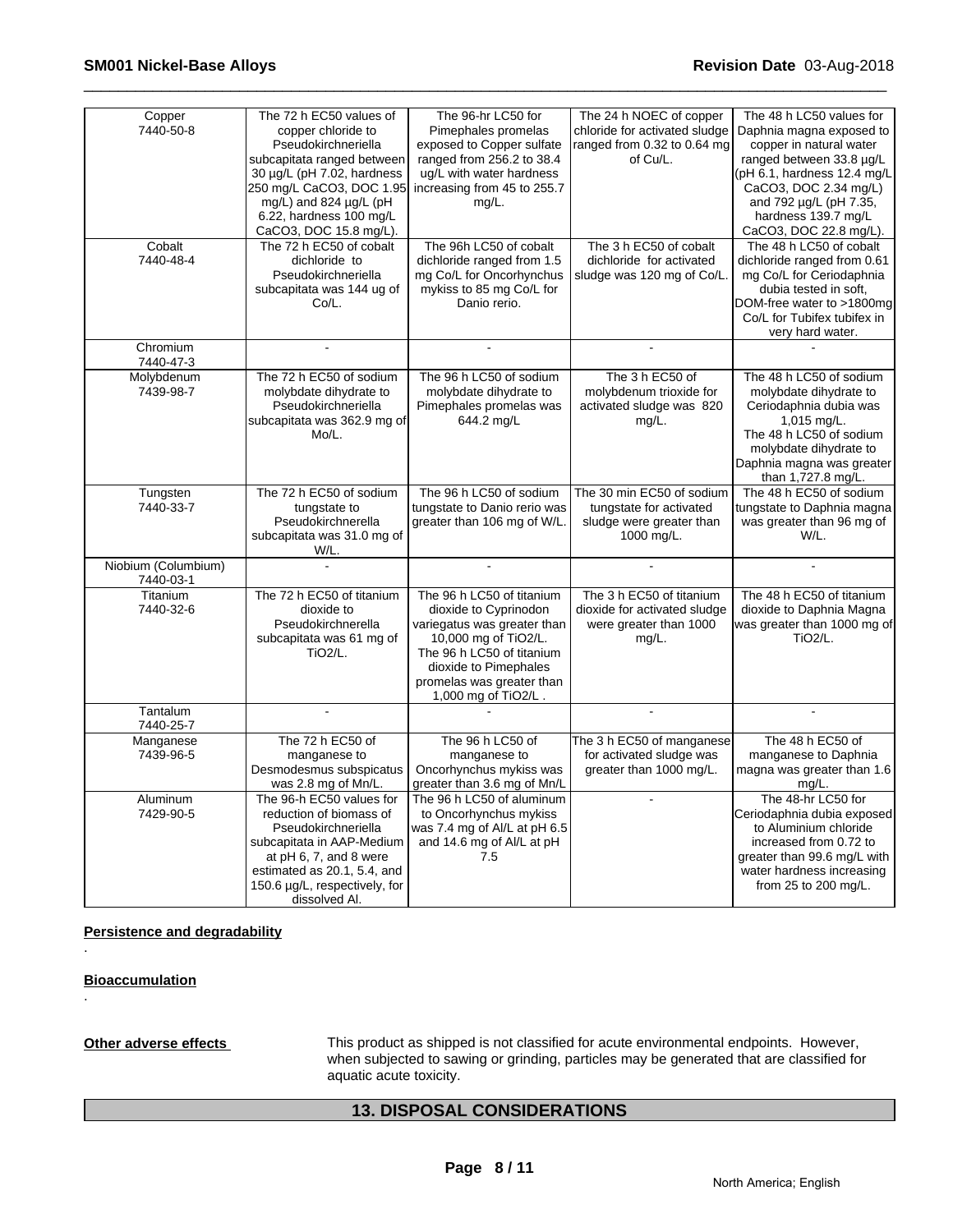| | | | | |
|---|---|---|---|---|
| Copper<br>7440-50-8 | The 72 h EC50 values of copper chloride to Pseudokirchneriella subcapitata ranged between 30 µg/L (pH 7.02, hardness 250 mg/L CaCO3, DOC 1.95 mg/L) and 824 µg/L (pH 6.22, hardness 100 mg/L CaCO3, DOC 15.8 mg/L). | The 96-hr LC50 for Pimephales promelas exposed to Copper sulfate ranged from 256.2 to 38.4 ug/L with water hardness increasing from 45 to 255.7 mg/L. | The 24 h NOEC of copper chloride for activated sludge ranged from 0.32 to 0.64 mg of Cu/L. | The 48 h LC50 values for Daphnia magna exposed to copper in natural water ranged between 33.8 µg/L (pH 6.1, hardness 12.4 mg/L CaCO3, DOC 2.34 mg/L) and 792 µg/L (pH 7.35, hardness 139.7 mg/L CaCO3, DOC 22.8 mg/L). |
| Cobalt<br>7440-48-4 | The 72 h EC50 of cobalt dichloride to Pseudokirchneriella subcapitata was 144 ug of Co/L. | The 96h LC50 of cobalt dichloride ranged from 1.5 mg Co/L for Oncorhynchus mykiss to 85 mg Co/L for Danio rerio. | The 3 h EC50 of cobalt dichloride for activated sludge was 120 mg of Co/L. | The 48 h LC50 of cobalt dichloride ranged from 0.61 mg Co/L for Ceriodaphnia dubia tested in soft, DOM-free water to >1800mg Co/L for Tubifex tubifex in very hard water. |
| Chromium<br>7440-47-3 | - | - | - | - |
| Molybdenum<br>7439-98-7 | The 72 h EC50 of sodium molybdate dihydrate to Pseudokirchnerella subcapitata was 362.9 mg of Mo/L. | The 96 h LC50 of sodium molybdate dihydrate to Pimephales promelas was 644.2 mg/L | The 3 h EC50 of molybdenum trioxide for activated sludge was 820 mg/L. | The 48 h LC50 of sodium molybdate dihydrate to Ceriodaphnia dubia was 1,015 mg/L. The 48 h LC50 of sodium molybdate dihydrate to Daphnia magna was greater than 1,727.8 mg/L. |
| Tungsten<br>7440-33-7 | The 72 h EC50 of sodium tungstate to Pseudokirchnerella subcapitata was 31.0 mg of W/L. | The 96 h LC50 of sodium tungstate to Danio rerio was greater than 106 mg of W/L. | The 30 min EC50 of sodium tungstate for activated sludge were greater than 1000 mg/L. | The 48 h EC50 of sodium tungstate to Daphnia magna was greater than 96 mg of W/L. |
| Niobium (Columbium)<br>7440-03-1 | - | - | - | - |
| Titanium<br>7440-32-6 | The 72 h EC50 of titanium dioxide to Pseudokirchnerella subcapitata was 61 mg of TiO2/L. | The 96 h LC50 of titanium dioxide to Cyprinodon variegatus was greater than 10,000 mg of TiO2/L. The 96 h LC50 of titanium dioxide to Pimephales promelas was greater than 1,000 mg of TiO2/L . | The 3 h EC50 of titanium dioxide for activated sludge were greater than 1000 mg/L. | The 48 h EC50 of titanium dioxide to Daphnia Magna was greater than 1000 mg of TiO2/L. |
| Tantalum<br>7440-25-7 | - | - | - | - |
| Manganese<br>7439-96-5 | The 72 h EC50 of manganese to Desmodesmus subspicatus was 2.8 mg of Mn/L. | The 96 h LC50 of manganese to Oncorhynchus mykiss was greater than 3.6 mg of Mn/L | The 3 h EC50 of manganese for activated sludge was greater than 1000 mg/L. | The 48 h EC50 of manganese to Daphnia magna was greater than 1.6 mg/L. |
| Aluminum<br>7429-90-5 | The 96-h EC50 values for reduction of biomass of Pseudokirchneriella subcapitata in AAP-Medium at pH 6, 7, and 8 were estimated as 20.1, 5.4, and 150.6 µg/L, respectively, for dissolved Al. | The 96 h LC50 of aluminum to Oncorhynchus mykiss was 7.4 mg of Al/L at pH 6.5 and 14.6 mg of Al/L at pH 7.5 | - | The 48-hr LC50 for Ceriodaphnia dubia exposed to Aluminium chloride increased from 0.72 to greater than 99.6 mg/L with water hardness increasing from 25 to 200 mg/L. |

**Persistence and degradability**

.

**Bioaccumulation**

.

**Other adverse effects** This product as shipped is not classified for acute environmental endpoints. However, when subjected to sawing or grinding, particles may be generated that are classified for aquatic acute toxicity.

## 13. DISPOSAL CONSIDERATIONS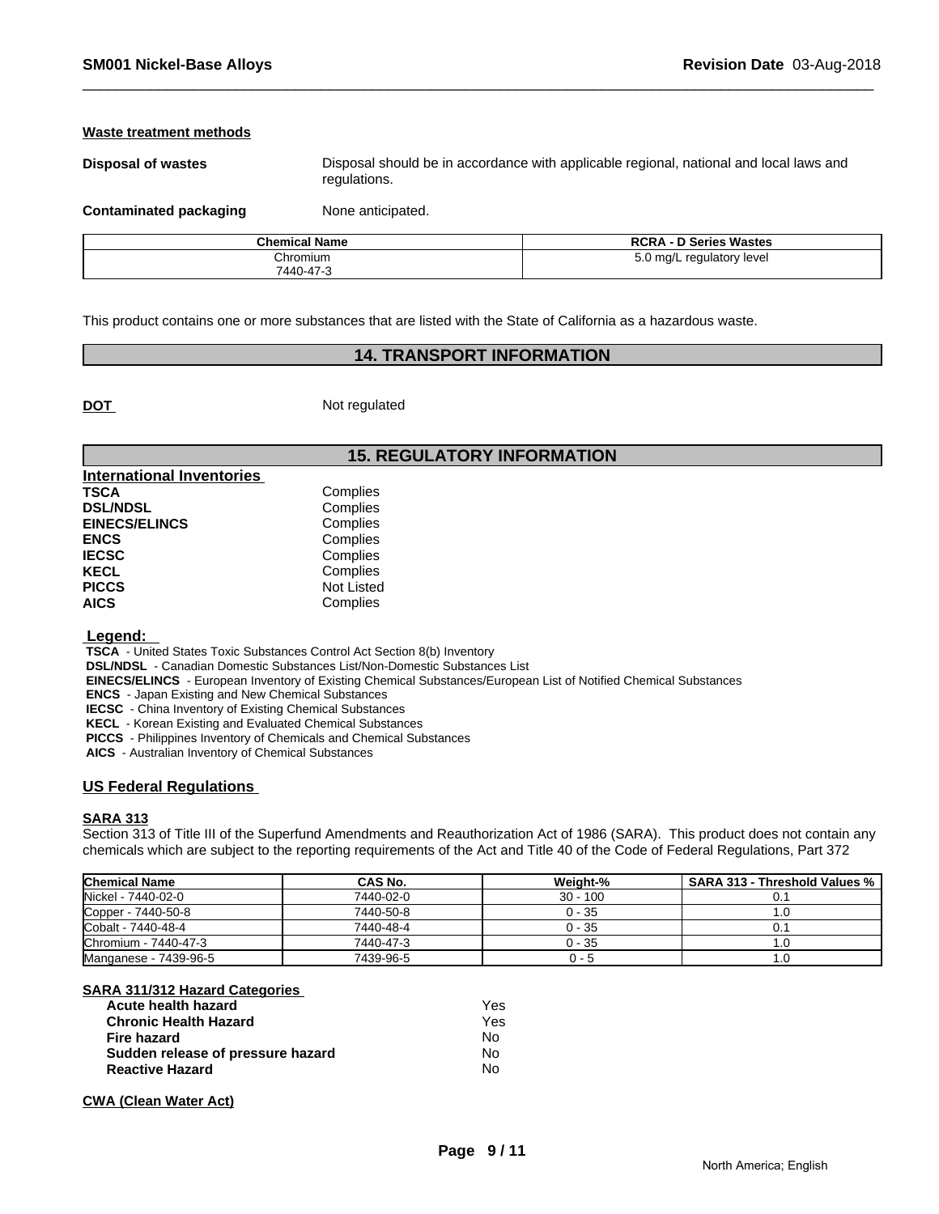#### Waste treatment methods

**Disposal of wastes** Disposal should be in accordance with applicable regional, national and local laws and regulations.

**Contaminated packaging** None anticipated.

| Chemical Name | RCRA - D Series Wastes |
|---|---|
| Chromium 7440-47-3 | 5.0 mg/L regulatory level |

This product contains one or more substances that are listed with the State of California as a hazardous waste.

## 14. TRANSPORT INFORMATION

**DOT** Not regulated

## 15. REGULATORY INFORMATION

**International Inventories**

| | |
|---|---|
| **TSCA** | Complies |
| **DSL/NDSL** | Complies |
| **EINECS/ELINCS** | Complies |
| **ENCS** | Complies |
| **IECSC** | Complies |
| **KECL** | Complies |
| **PICCS** | Not Listed |
| **AICS** | Complies |

**Legend:**

**TSCA** - United States Toxic Substances Control Act Section 8(b) Inventory
**DSL/NDSL** - Canadian Domestic Substances List/Non-Domestic Substances List
**EINECS/ELINCS** - European Inventory of Existing Chemical Substances/European List of Notified Chemical Substances
**ENCS** - Japan Existing and New Chemical Substances
**IECSC** - China Inventory of Existing Chemical Substances
**KECL** - Korean Existing and Evaluated Chemical Substances
**PICCS** - Philippines Inventory of Chemicals and Chemical Substances
**AICS** - Australian Inventory of Chemical Substances

### US Federal Regulations

#### SARA 313

Section 313 of Title III of the Superfund Amendments and Reauthorization Act of 1986 (SARA). This product does not contain any chemicals which are subject to the reporting requirements of the Act and Title 40 of the Code of Federal Regulations, Part 372

| Chemical Name | CAS No. | Weight-% | SARA 313 - Threshold Values % |
|---|---|---|---|
| Nickel - 7440-02-0 | 7440-02-0 | 30 - 100 | 0.1 |
| Copper - 7440-50-8 | 7440-50-8 | 0 - 35 | 1.0 |
| Cobalt - 7440-48-4 | 7440-48-4 | 0 - 35 | 0.1 |
| Chromium - 7440-47-3 | 7440-47-3 | 0 - 35 | 1.0 |
| Manganese - 7439-96-5 | 7439-96-5 | 0 - 5 | 1.0 |

#### SARA 311/312 Hazard Categories

| | |
|---|---|
| **Acute health hazard** | Yes |
| **Chronic Health Hazard** | Yes |
| **Fire hazard** | No |
| **Sudden release of pressure hazard** | No |
| **Reactive Hazard** | No |

#### CWA (Clean Water Act)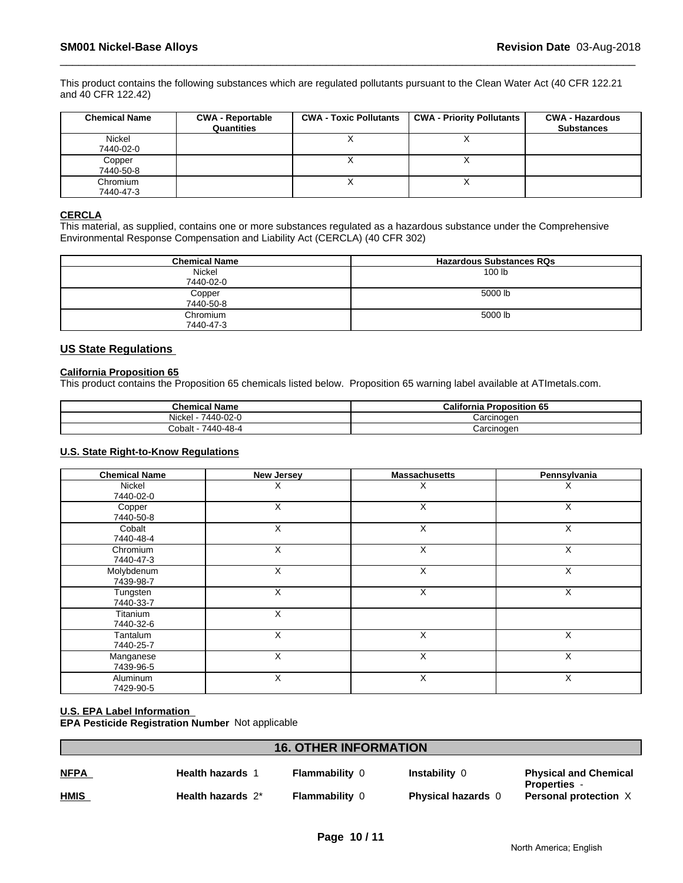This product contains the following substances which are regulated pollutants pursuant to the Clean Water Act (40 CFR 122.21 and 40 CFR 122.42)

| Chemical Name | CWA - Reportable Quantities | CWA - Toxic Pollutants | CWA - Priority Pollutants | CWA - Hazardous Substances |
|---|---|---|---|---|
| Nickel<br>7440-02-0 | | X | X | |
| Copper<br>7440-50-8 | | X | X | |
| Chromium<br>7440-47-3 | | X | X | |

**CERCLA**

This material, as supplied, contains one or more substances regulated as a hazardous substance under the Comprehensive Environmental Response Compensation and Liability Act (CERCLA) (40 CFR 302)

| Chemical Name | Hazardous Substances RQs |
|---|---|
| Nickel<br>7440-02-0 | 100 lb |
| Copper<br>7440-50-8 | 5000 lb |
| Chromium<br>7440-47-3 | 5000 lb |

## US State Regulations

**California Proposition 65**

This product contains the Proposition 65 chemicals listed below. Proposition 65 warning label available at ATImetals.com.

| Chemical Name | California Proposition 65 |
|---|---|
| Nickel - 7440-02-0 | Carcinogen |
| Cobalt - 7440-48-4 | Carcinogen |

**U.S. State Right-to-Know Regulations**

| Chemical Name | New Jersey | Massachusetts | Pennsylvania |
|---|---|---|---|
| Nickel<br>7440-02-0 | X | X | X |
| Copper<br>7440-50-8 | X | X | X |
| Cobalt<br>7440-48-4 | X | X | X |
| Chromium<br>7440-47-3 | X | X | X |
| Molybdenum<br>7439-98-7 | X | X | X |
| Tungsten<br>7440-33-7 | X | X | X |
| Titanium<br>7440-32-6 | X | | |
| Tantalum<br>7440-25-7 | X | X | X |
| Manganese<br>7439-96-5 | X | X | X |
| Aluminum<br>7429-90-5 | X | X | X |

**U.S. EPA Label Information**

**EPA Pesticide Registration Number** Not applicable

## 16. OTHER INFORMATION

| | | | | |
|---|---|---|---|---|
| **NFPA** | **Health hazards** 1 | **Flammability** 0 | **Instability** 0 | **Physical and Chemical Properties** - |
| **HMIS** | **Health hazards** 2* | **Flammability** 0 | **Physical hazards** 0 | **Personal protection** X |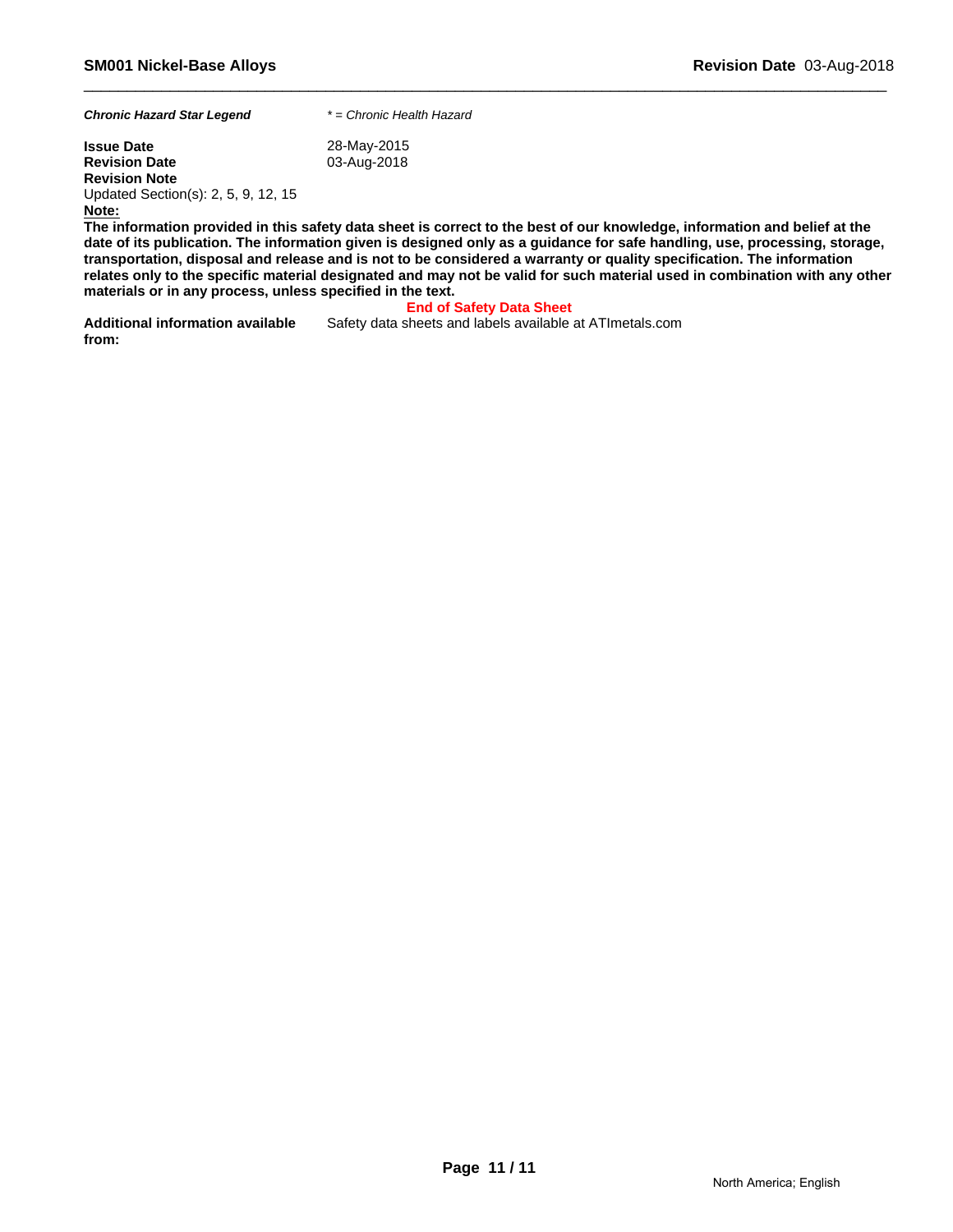***Chronic Hazard Star Legend*** *\* = Chronic Health Hazard*

**Issue Date** 28-May-2015
**Revision Date** 03-Aug-2018
**Revision Note**
Updated Section(s): 2, 5, 9, 12, 15

**Note:**

**The information provided in this safety data sheet is correct to the best of our knowledge, information and belief at the date of its publication. The information given is designed only as a guidance for safe handling, use, processing, storage, transportation, disposal and release and is not to be considered a warranty or quality specification. The information relates only to the specific material designated and may not be valid for such material used in combination with any other materials or in any process, unless specified in the text.**

**End of Safety Data Sheet**

**Additional information available from:** Safety data sheets and labels available at ATImetals.com